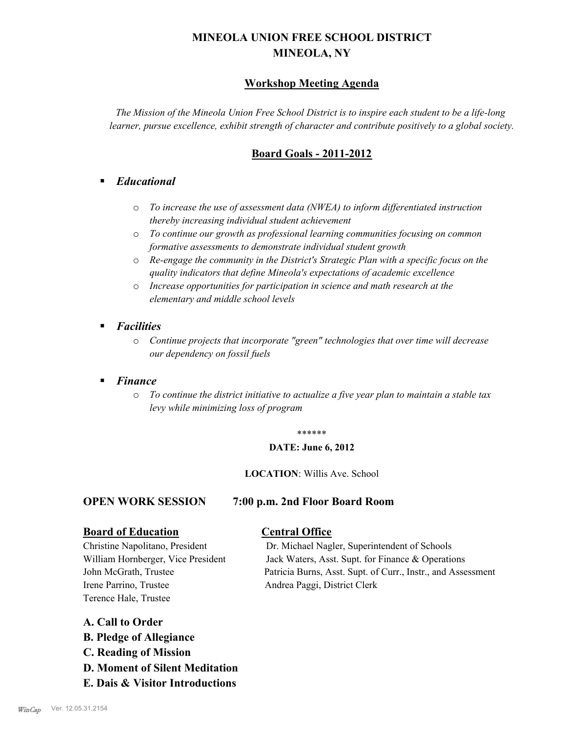# MINEOLA UNION FREE SCHOOL DISTRICT
# MINEOLA, NY

## Workshop Meeting Agenda

*The Mission of the Mineola Union Free School District is to inspire each student to be a life-long learner, pursue excellence, exhibit strength of character and contribute positively to a global society.*

## Board Goals - 2011-2012

- ***Educational***
  - *To increase the use of assessment data (NWEA) to inform differentiated instruction thereby increasing individual student achievement*
  - *To continue our growth as professional learning communities focusing on common formative assessments to demonstrate individual student growth*
  - *Re-engage the community in the District's Strategic Plan with a specific focus on the quality indicators that define Mineola's expectations of academic excellence*
  - *Increase opportunities for participation in science and math research at the elementary and middle school levels*
- ***Facilities***
  - *Continue projects that incorporate "green" technologies that over time will decrease our dependency on fossil fuels*
- ***Finance***
  - *To continue the district initiative to actualize a five year plan to maintain a stable tax levy while minimizing loss of program*

******

**DATE: June 6, 2012**

**LOCATION**: Willis Ave. School

### OPEN WORK SESSION 7:00 p.m. 2nd Floor Board Room

**Board of Education**

Christine Napolitano, President
William Hornberger, Vice President
John McGrath, Trustee
Irene Parrino, Trustee
Terence Hale, Trustee

**Central Office**

Dr. Michael Nagler, Superintendent of Schools
Jack Waters, Asst. Supt. for Finance & Operations
Patricia Burns, Asst. Supt. of Curr., Instr., and Assessment
Andrea Paggi, District Clerk

**A. Call to Order**
**B. Pledge of Allegiance**
**C. Reading of Mission**
**D. Moment of Silent Meditation**
**E. Dais & Visitor Introductions**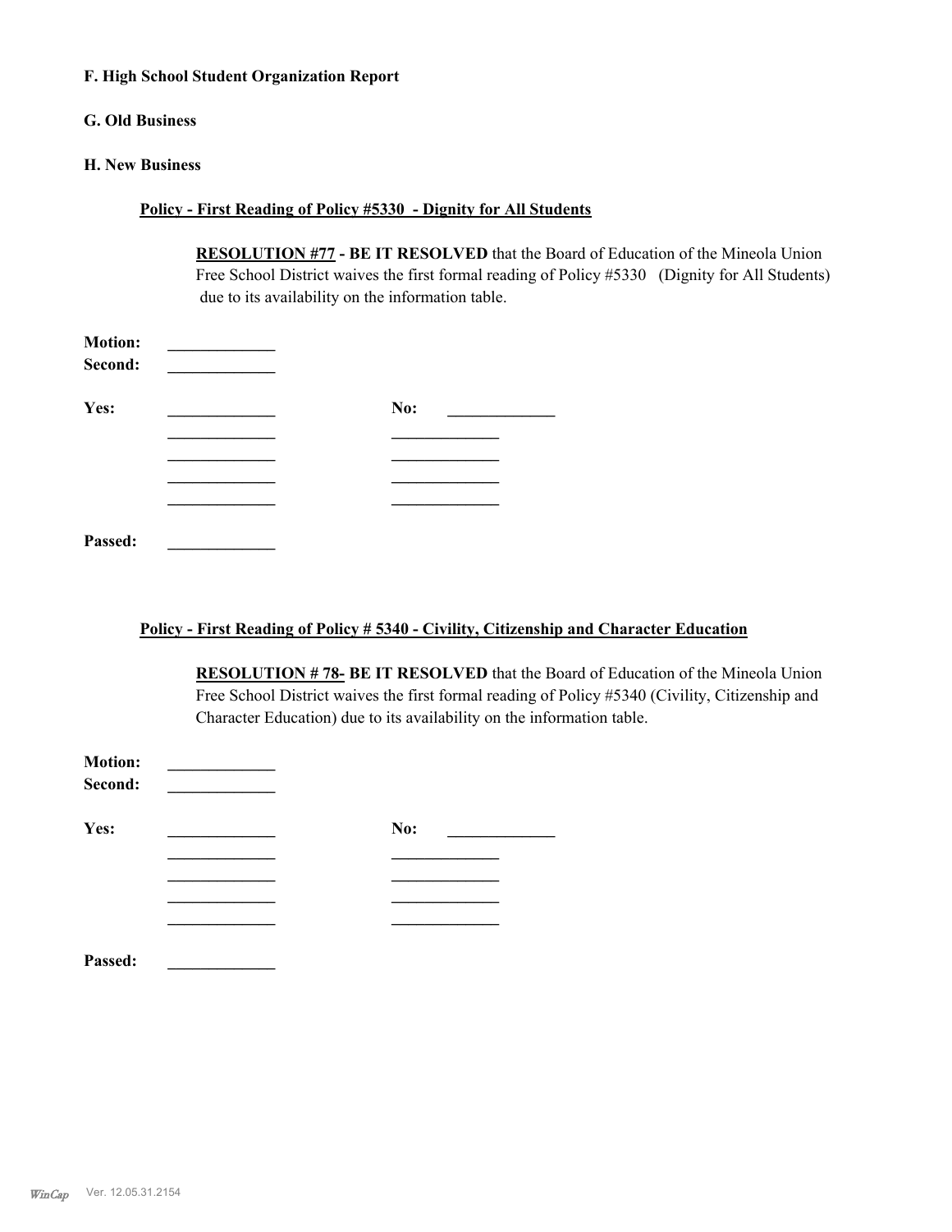**F. High School Student Organization Report**

**G. Old Business**

**H. New Business**

**Policy - First Reading of Policy #5330 - Dignity for All Students**

**RESOLUTION #77 - BE IT RESOLVED** that the Board of Education of the Mineola Union Free School District waives the first formal reading of Policy #5330 (Dignity for All Students) due to its availability on the information table.

**Motion:** _____________
**Second:** _____________

**Yes:** _____________ **No:** _____________
_____________ _____________
_____________ _____________
_____________ _____________
_____________ _____________

**Passed:** _____________

**Policy - First Reading of Policy # 5340 - Civility, Citizenship and Character Education**

**RESOLUTION # 78- BE IT RESOLVED** that the Board of Education of the Mineola Union Free School District waives the first formal reading of Policy #5340 (Civility, Citizenship and Character Education) due to its availability on the information table.

**Motion:** _____________
**Second:** _____________

**Yes:** _____________ **No:** _____________
_____________ _____________
_____________ _____________
_____________ _____________
_____________ _____________

**Passed:** _____________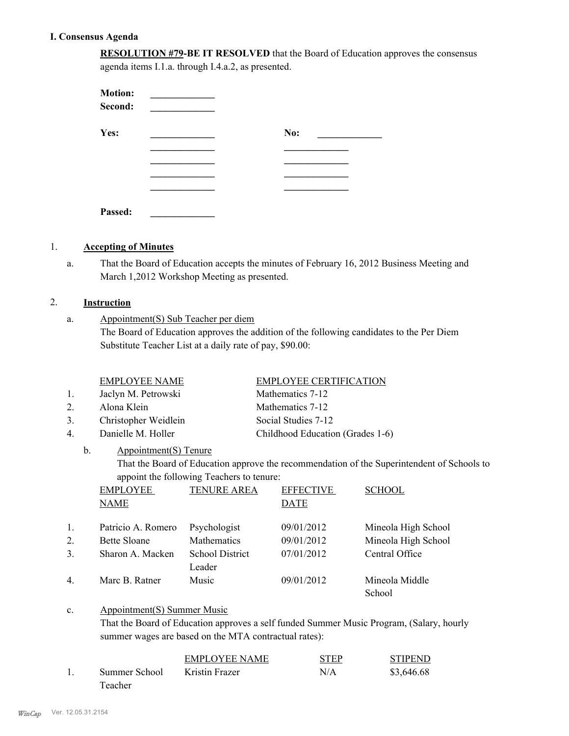## I. Consensus Agenda

**RESOLUTION #79-BE IT RESOLVED** that the Board of Education approves the consensus agenda items I.1.a. through I.4.a.2, as presented.

**Motion:** _____________
**Second:** _____________

**Yes:** _____________ &nbsp;&nbsp;&nbsp;&nbsp; **No:** _____________
_____________ &nbsp;&nbsp;&nbsp;&nbsp; _____________
_____________ &nbsp;&nbsp;&nbsp;&nbsp; _____________
_____________ &nbsp;&nbsp;&nbsp;&nbsp; _____________
_____________ &nbsp;&nbsp;&nbsp;&nbsp; _____________

**Passed:** _____________

1. **Accepting of Minutes**

   a. That the Board of Education accepts the minutes of February 16, 2012 Business Meeting and March 1,2012 Workshop Meeting as presented.

2. **Instruction**

   a. Appointment(S) Sub Teacher per diem
   The Board of Education approves the addition of the following candidates to the Per Diem Substitute Teacher List at a daily rate of pay, $90.00:

| | EMPLOYEE NAME | EMPLOYEE CERTIFICATION |
|---|---|---|
| 1. | Jaclyn M. Petrowski | Mathematics 7-12 |
| 2. | Alona Klein | Mathematics 7-12 |
| 3. | Christopher Weidlein | Social Studies 7-12 |
| 4. | Danielle M. Holler | Childhood Education (Grades 1-6) |

   b. Appointment(S) Tenure
   That the Board of Education approve the recommendation of the Superintendent of Schools to appoint the following Teachers to tenure:

| | EMPLOYEE NAME | TENURE AREA | EFFECTIVE DATE | SCHOOL |
|---|---|---|---|---|
| 1. | Patricio A. Romero | Psychologist | 09/01/2012 | Mineola High School |
| 2. | Bette Sloane | Mathematics | 09/01/2012 | Mineola High School |
| 3. | Sharon A. Macken | School District Leader | 07/01/2012 | Central Office |
| 4. | Marc B. Ratner | Music | 09/01/2012 | Mineola Middle School |

   c. Appointment(S) Summer Music
   That the Board of Education approves a self funded Summer Music Program, (Salary, hourly summer wages are based on the MTA contractual rates):

| | | EMPLOYEE NAME | STEP | STIPEND |
|---|---|---|---|---|
| 1. | Summer School Teacher | Kristin Frazer | N/A | $3,646.68 |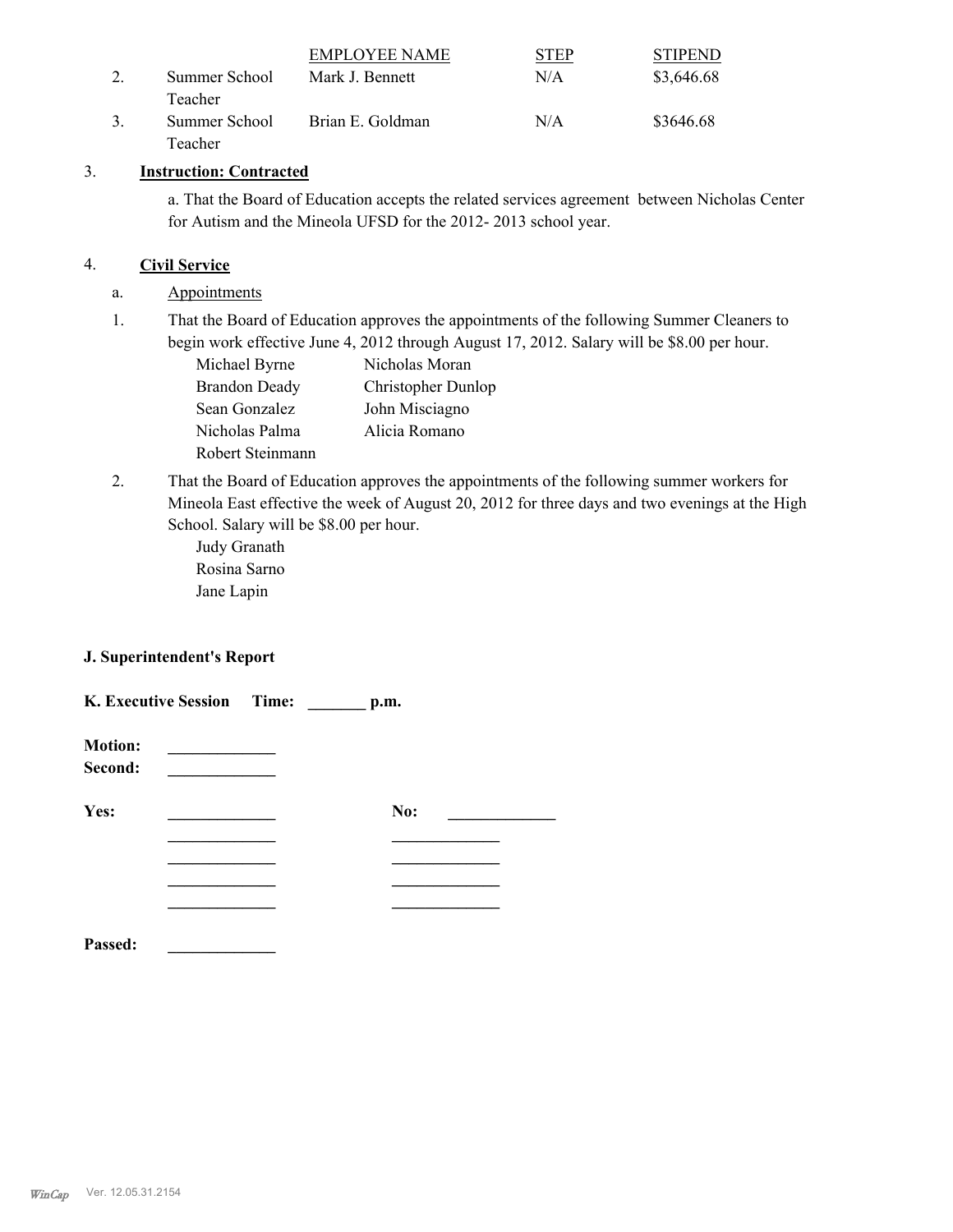| | | EMPLOYEE NAME | STEP | STIPEND |
|---|---|---|---|---|
| 2. | Summer School Teacher | Mark J. Bennett | N/A | $3,646.68 |
| 3. | Summer School Teacher | Brian E. Goldman | N/A | $3646.68 |

3. **Instruction: Contracted**

   a. That the Board of Education accepts the related services agreement between Nicholas Center for Autism and the Mineola UFSD for the 2012- 2013 school year.

4. **Civil Service**

   a. Appointments

   1. That the Board of Education approves the appointments of the following Summer Cleaners to begin work effective June 4, 2012 through August 17, 2012. Salary will be $8.00 per hour.

      Michael Byrne　　Nicholas Moran
      Brandon Deady　　Christopher Dunlop
      Sean Gonzalez　　John Misciagno
      Nicholas Palma　　Alicia Romano
      Robert Steinmann

   2. That the Board of Education approves the appointments of the following summer workers for Mineola East effective the week of August 20, 2012 for three days and two evenings at the High School. Salary will be $8.00 per hour.

      Judy Granath
      Rosina Sarno
      Jane Lapin

**J. Superintendent's Report**

**K. Executive Session　Time: _______ p.m.**

**Motion:** _____________
**Second:** _____________

**Yes:** _____________　　**No:** _____________
_____________　　_____________
_____________　　_____________
_____________　　_____________
_____________　　_____________

**Passed:** _____________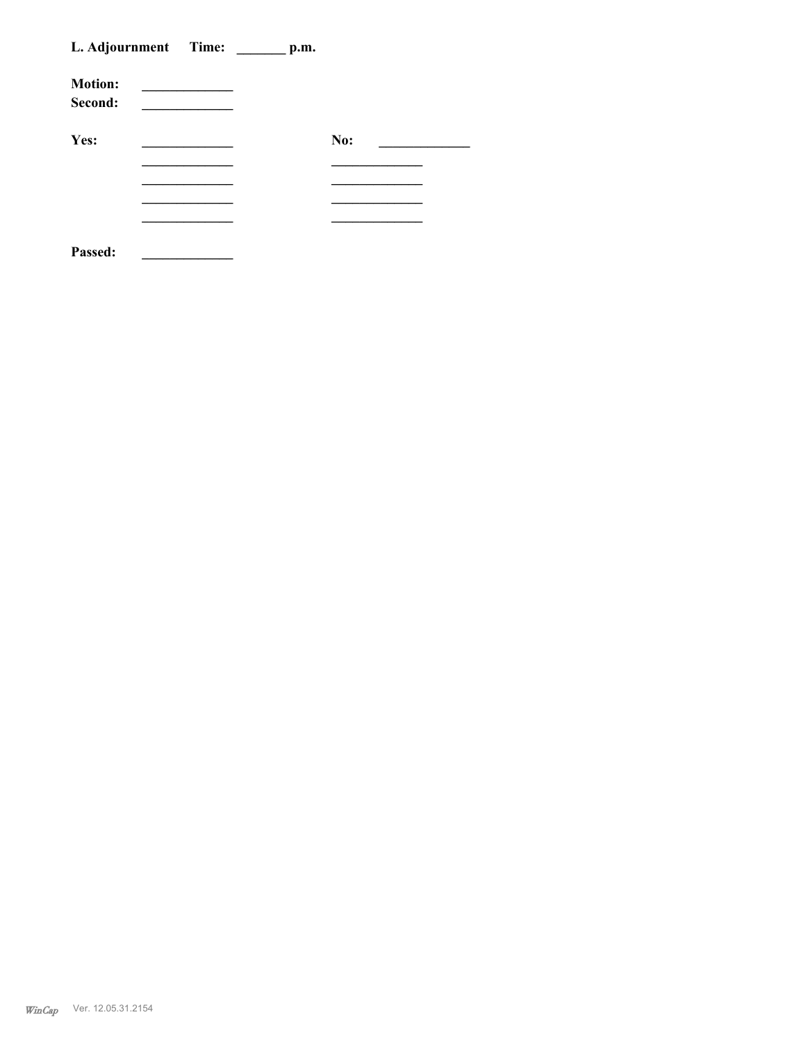**L. Adjournment Time: _______ p.m.**

**Motion:** _____________
**Second:** _____________

| | | | |
|---|---|---|---|
| **Yes:** | _____________ | **No:** | _____________ |
| | _____________ | | _____________ |
| | _____________ | | _____________ |
| | _____________ | | _____________ |
| | _____________ | | _____________ |

**Passed:** _____________